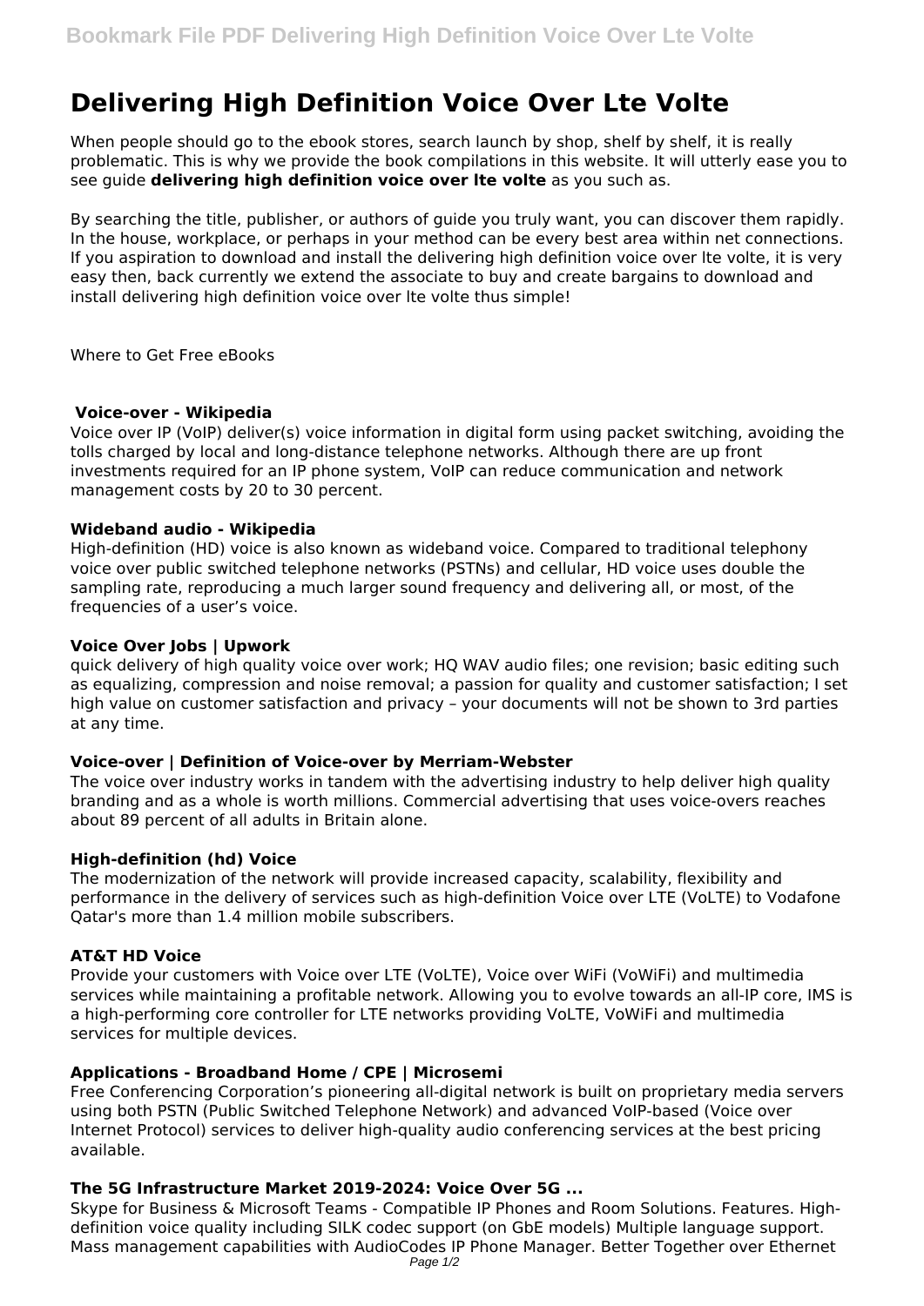# Delivering High Definition Voice Over Lte Volte

When people should go to the ebook stores, search launch by shop, shelf by shelf, it is really problematic. This is why we provide the book compilations in this website. It will utterly ease you to see guide **delivering high definition voice over lte volte** as you such as.

By searching the title, publisher, or authors of guide you truly want, you can discover them rapidly. In the house, workplace, or perhaps in your method can be every best area within net connections. If you aspiration to download and install the delivering high definition voice over lte volte, it is very easy then, back currently we extend the associate to buy and create bargains to download and install delivering high definition voice over lte volte thus simple!

Where to Get Free eBooks

### Voice-over - Wikipedia

Voice over IP (VoIP) deliver(s) voice information in digital form using packet switching, avoiding the tolls charged by local and long-distance telephone networks. Although there are up front investments required for an IP phone system, VoIP can reduce communication and network management costs by 20 to 30 percent.

### Wideband audio - Wikipedia

High-definition (HD) voice is also known as wideband voice. Compared to traditional telephony voice over public switched telephone networks (PSTNs) and cellular, HD voice uses double the sampling rate, reproducing a much larger sound frequency and delivering all, or most, of the frequencies of a user's voice.

### Voice Over Jobs | Upwork

quick delivery of high quality voice over work; HQ WAV audio files; one revision; basic editing such as equalizing, compression and noise removal; a passion for quality and customer satisfaction; I set high value on customer satisfaction and privacy – your documents will not be shown to 3rd parties at any time.

### Voice-over | Definition of Voice-over by Merriam-Webster

The voice over industry works in tandem with the advertising industry to help deliver high quality branding and as a whole is worth millions. Commercial advertising that uses voice-overs reaches about 89 percent of all adults in Britain alone.

### High-definition (hd) Voice

The modernization of the network will provide increased capacity, scalability, flexibility and performance in the delivery of services such as high-definition Voice over LTE (VoLTE) to Vodafone Qatar's more than 1.4 million mobile subscribers.

### AT&T HD Voice

Provide your customers with Voice over LTE (VoLTE), Voice over WiFi (VoWiFi) and multimedia services while maintaining a profitable network. Allowing you to evolve towards an all-IP core, IMS is a high-performing core controller for LTE networks providing VoLTE, VoWiFi and multimedia services for multiple devices.

### Applications - Broadband Home / CPE | Microsemi

Free Conferencing Corporation's pioneering all-digital network is built on proprietary media servers using both PSTN (Public Switched Telephone Network) and advanced VoIP-based (Voice over Internet Protocol) services to deliver high-quality audio conferencing services at the best pricing available.

### The 5G Infrastructure Market 2019-2024: Voice Over 5G ...

Skype for Business & Microsoft Teams - Compatible IP Phones and Room Solutions. Features. High-definition voice quality including SILK codec support (on GbE models) Multiple language support. Mass management capabilities with AudioCodes IP Phone Manager. Better Together over Ethernet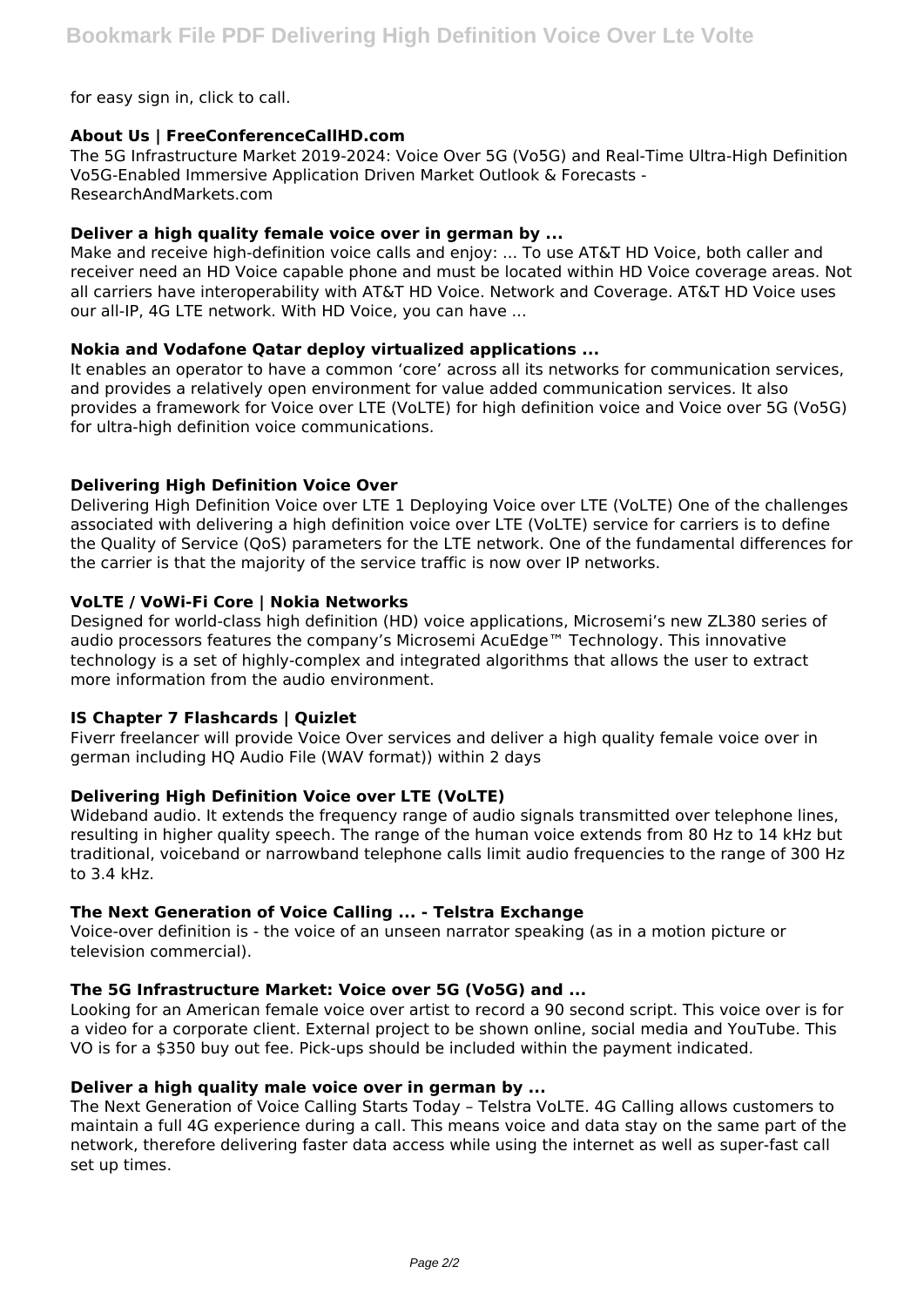for easy sign in, click to call.

**About Us | FreeConferenceCallHD.com**

The 5G Infrastructure Market 2019-2024: Voice Over 5G (Vo5G) and Real-Time Ultra-High Definition Vo5G-Enabled Immersive Application Driven Market Outlook & Forecasts - ResearchAndMarkets.com

**Deliver a high quality female voice over in german by ...**

Make and receive high-definition voice calls and enjoy: ... To use AT&T HD Voice, both caller and receiver need an HD Voice capable phone and must be located within HD Voice coverage areas. Not all carriers have interoperability with AT&T HD Voice. Network and Coverage. AT&T HD Voice uses our all-IP, 4G LTE network. With HD Voice, you can have ...

**Nokia and Vodafone Qatar deploy virtualized applications ...**

It enables an operator to have a common 'core' across all its networks for communication services, and provides a relatively open environment for value added communication services. It also provides a framework for Voice over LTE (VoLTE) for high definition voice and Voice over 5G (Vo5G) for ultra-high definition voice communications.

**Delivering High Definition Voice Over**

Delivering High Definition Voice over LTE 1 Deploying Voice over LTE (VoLTE) One of the challenges associated with delivering a high definition voice over LTE (VoLTE) service for carriers is to define the Quality of Service (QoS) parameters for the LTE network. One of the fundamental differences for the carrier is that the majority of the service traffic is now over IP networks.

**VoLTE / VoWi-Fi Core | Nokia Networks**

Designed for world-class high definition (HD) voice applications, Microsemi's new ZL380 series of audio processors features the company's Microsemi AcuEdge™ Technology. This innovative technology is a set of highly-complex and integrated algorithms that allows the user to extract more information from the audio environment.

**IS Chapter 7 Flashcards | Quizlet**

Fiverr freelancer will provide Voice Over services and deliver a high quality female voice over in german including HQ Audio File (WAV format)) within 2 days

**Delivering High Definition Voice over LTE (VoLTE)**

Wideband audio. It extends the frequency range of audio signals transmitted over telephone lines, resulting in higher quality speech. The range of the human voice extends from 80 Hz to 14 kHz but traditional, voiceband or narrowband telephone calls limit audio frequencies to the range of 300 Hz to 3.4 kHz.

**The Next Generation of Voice Calling ... - Telstra Exchange**

Voice-over definition is - the voice of an unseen narrator speaking (as in a motion picture or television commercial).

**The 5G Infrastructure Market: Voice over 5G (Vo5G) and ...**

Looking for an American female voice over artist to record a 90 second script. This voice over is for a video for a corporate client. External project to be shown online, social media and YouTube. This VO is for a $350 buy out fee. Pick-ups should be included within the payment indicated.

**Deliver a high quality male voice over in german by ...**

The Next Generation of Voice Calling Starts Today – Telstra VoLTE. 4G Calling allows customers to maintain a full 4G experience during a call. This means voice and data stay on the same part of the network, therefore delivering faster data access while using the internet as well as super-fast call set up times.